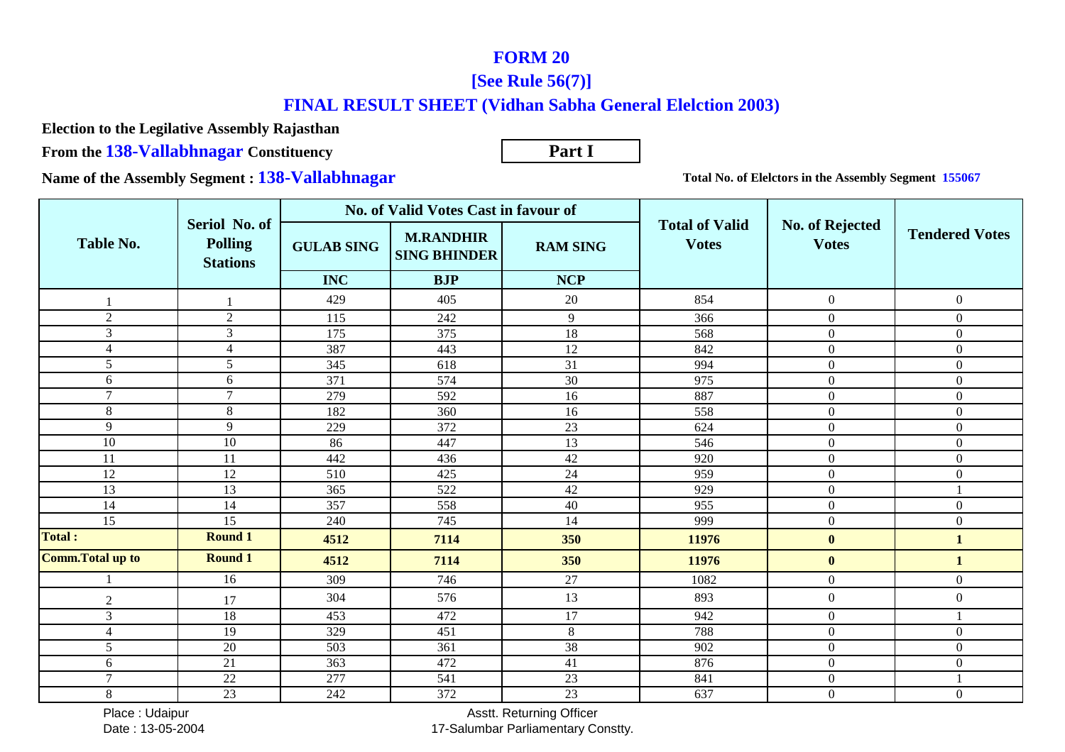# FORM 20

## [See Rule 56(7)]

## FINAL RESULT SHEET (Vidhan Sabha General Elelction 2003)

**Election to the Legilative Assembly Rajasthan**

**From the 138-Vallabhnagar Constituency**

**Part I**

**Name of the Assembly Segment : 138-Vallabhnagar**

**Total No. of Elelctors in the Assembly Segment 155067**

| Table No. | Seriol No. of Polling Stations | No. of Valid Votes Cast in favour of | | | Total of Valid Votes | No. of Rejected Votes | Tendered Votes |
|---|---|---|---|---|---|---|---|
| | | GULAB SING | M.RANDHIR SING BHINDER | RAM SING | | | |
| | | INC | BJP | NCP | | | |
| 1 | 1 | 429 | 405 | 20 | 854 | 0 | 0 |
| 2 | 2 | 115 | 242 | 9 | 366 | 0 | 0 |
| 3 | 3 | 175 | 375 | 18 | 568 | 0 | 0 |
| 4 | 4 | 387 | 443 | 12 | 842 | 0 | 0 |
| 5 | 5 | 345 | 618 | 31 | 994 | 0 | 0 |
| 6 | 6 | 371 | 574 | 30 | 975 | 0 | 0 |
| 7 | 7 | 279 | 592 | 16 | 887 | 0 | 0 |
| 8 | 8 | 182 | 360 | 16 | 558 | 0 | 0 |
| 9 | 9 | 229 | 372 | 23 | 624 | 0 | 0 |
| 10 | 10 | 86 | 447 | 13 | 546 | 0 | 0 |
| 11 | 11 | 442 | 436 | 42 | 920 | 0 | 0 |
| 12 | 12 | 510 | 425 | 24 | 959 | 0 | 0 |
| 13 | 13 | 365 | 522 | 42 | 929 | 0 | 1 |
| 14 | 14 | 357 | 558 | 40 | 955 | 0 | 0 |
| 15 | 15 | 240 | 745 | 14 | 999 | 0 | 0 |
| **Total :** | **Round 1** | **4512** | **7114** | **350** | **11976** | **0** | **1** |
| **Comm.Total up to** | **Round 1** | **4512** | **7114** | **350** | **11976** | **0** | **1** |
| 1 | 16 | 309 | 746 | 27 | 1082 | 0 | 0 |
| 2 | 17 | 304 | 576 | 13 | 893 | 0 | 0 |
| 3 | 18 | 453 | 472 | 17 | 942 | 0 | 1 |
| 4 | 19 | 329 | 451 | 8 | 788 | 0 | 0 |
| 5 | 20 | 503 | 361 | 38 | 902 | 0 | 0 |
| 6 | 21 | 363 | 472 | 41 | 876 | 0 | 0 |
| 7 | 22 | 277 | 541 | 23 | 841 | 0 | 1 |
| 8 | 23 | 242 | 372 | 23 | 637 | 0 | 0 |

Place : Udaipur

Date : 13-05-2004

Asstt. Returning Officer

17-Salumbar Parliamentary Constty.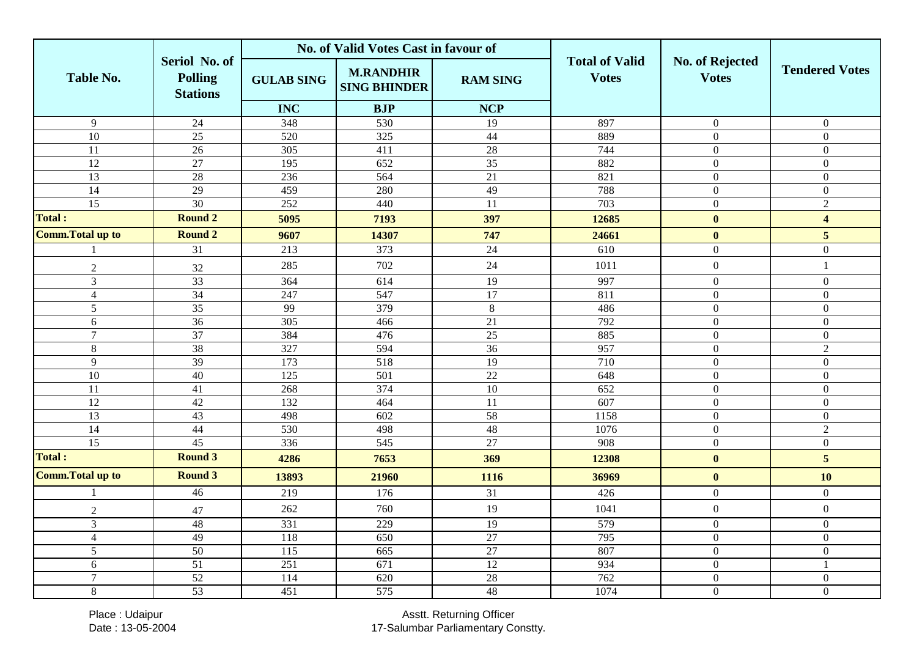| Table No. | Seriol No. of Polling Stations | No. of Valid Votes Cast in favour of | | | Total of Valid Votes | No. of Rejected Votes | Tendered Votes |
|---|---|---|---|---|---|---|---|
| | | GULAB SING | M.RANDHIR SING BHINDER | RAM SING | | | |
| | | INC | BJP | NCP | | | |
| 9 | 24 | 348 | 530 | 19 | 897 | 0 | 0 |
| 10 | 25 | 520 | 325 | 44 | 889 | 0 | 0 |
| 11 | 26 | 305 | 411 | 28 | 744 | 0 | 0 |
| 12 | 27 | 195 | 652 | 35 | 882 | 0 | 0 |
| 13 | 28 | 236 | 564 | 21 | 821 | 0 | 0 |
| 14 | 29 | 459 | 280 | 49 | 788 | 0 | 0 |
| 15 | 30 | 252 | 440 | 11 | 703 | 0 | 2 |
| **Total :** | **Round 2** | **5095** | **7193** | **397** | **12685** | **0** | **4** |
| **Comm.Total up to** | **Round 2** | **9607** | **14307** | **747** | **24661** | **0** | **5** |
| 1 | 31 | 213 | 373 | 24 | 610 | 0 | 0 |
| 2 | 32 | 285 | 702 | 24 | 1011 | 0 | 1 |
| 3 | 33 | 364 | 614 | 19 | 997 | 0 | 0 |
| 4 | 34 | 247 | 547 | 17 | 811 | 0 | 0 |
| 5 | 35 | 99 | 379 | 8 | 486 | 0 | 0 |
| 6 | 36 | 305 | 466 | 21 | 792 | 0 | 0 |
| 7 | 37 | 384 | 476 | 25 | 885 | 0 | 0 |
| 8 | 38 | 327 | 594 | 36 | 957 | 0 | 2 |
| 9 | 39 | 173 | 518 | 19 | 710 | 0 | 0 |
| 10 | 40 | 125 | 501 | 22 | 648 | 0 | 0 |
| 11 | 41 | 268 | 374 | 10 | 652 | 0 | 0 |
| 12 | 42 | 132 | 464 | 11 | 607 | 0 | 0 |
| 13 | 43 | 498 | 602 | 58 | 1158 | 0 | 0 |
| 14 | 44 | 530 | 498 | 48 | 1076 | 0 | 2 |
| 15 | 45 | 336 | 545 | 27 | 908 | 0 | 0 |
| **Total :** | **Round 3** | **4286** | **7653** | **369** | **12308** | **0** | **5** |
| **Comm.Total up to** | **Round 3** | **13893** | **21960** | **1116** | **36969** | **0** | **10** |
| 1 | 46 | 219 | 176 | 31 | 426 | 0 | 0 |
| 2 | 47 | 262 | 760 | 19 | 1041 | 0 | 0 |
| 3 | 48 | 331 | 229 | 19 | 579 | 0 | 0 |
| 4 | 49 | 118 | 650 | 27 | 795 | 0 | 0 |
| 5 | 50 | 115 | 665 | 27 | 807 | 0 | 0 |
| 6 | 51 | 251 | 671 | 12 | 934 | 0 | 1 |
| 7 | 52 | 114 | 620 | 28 | 762 | 0 | 0 |
| 8 | 53 | 451 | 575 | 48 | 1074 | 0 | 0 |

Place : Udaipur
Date : 13-05-2004

Asstt. Returning Officer
17-Salumbar Parliamentary Constty.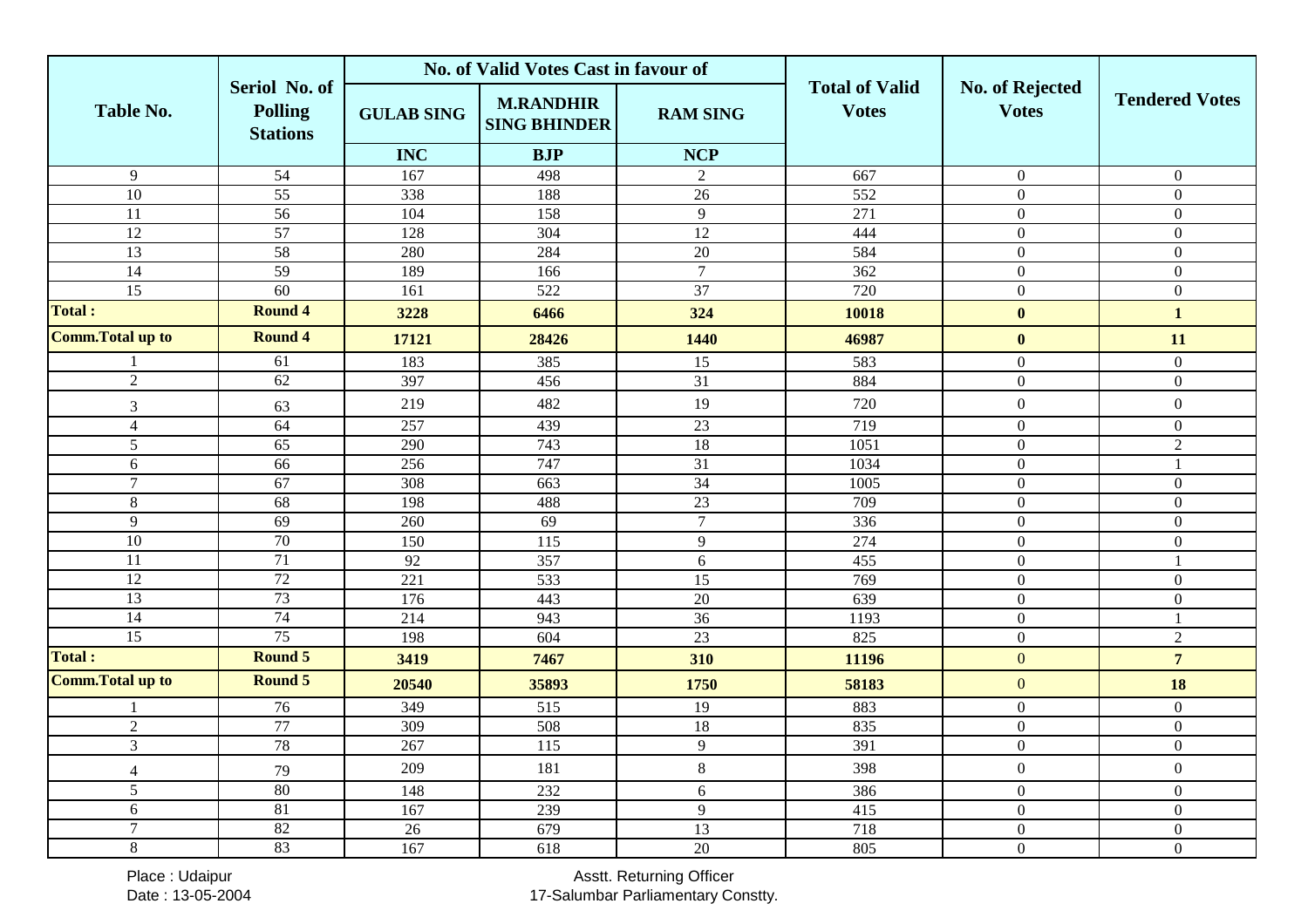| Table No. | Seriol No. of Polling Stations | No. of Valid Votes Cast in favour of | | | Total of Valid Votes | No. of Rejected Votes | Tendered Votes |
|---|---|---|---|---|---|---|---|
| | | GULAB SING | M.RANDHIR SING BHINDER | RAM SING | | | |
| | | INC | BJP | NCP | | | |
| 9 | 54 | 167 | 498 | 2 | 667 | 0 | 0 |
| 10 | 55 | 338 | 188 | 26 | 552 | 0 | 0 |
| 11 | 56 | 104 | 158 | 9 | 271 | 0 | 0 |
| 12 | 57 | 128 | 304 | 12 | 444 | 0 | 0 |
| 13 | 58 | 280 | 284 | 20 | 584 | 0 | 0 |
| 14 | 59 | 189 | 166 | 7 | 362 | 0 | 0 |
| 15 | 60 | 161 | 522 | 37 | 720 | 0 | 0 |
| **Total :** | **Round 4** | **3228** | **6466** | **324** | **10018** | **0** | **1** |
| **Comm.Total up to** | **Round 4** | **17121** | **28426** | **1440** | **46987** | **0** | **11** |
| 1 | 61 | 183 | 385 | 15 | 583 | 0 | 0 |
| 2 | 62 | 397 | 456 | 31 | 884 | 0 | 0 |
| 3 | 63 | 219 | 482 | 19 | 720 | 0 | 0 |
| 4 | 64 | 257 | 439 | 23 | 719 | 0 | 0 |
| 5 | 65 | 290 | 743 | 18 | 1051 | 0 | 2 |
| 6 | 66 | 256 | 747 | 31 | 1034 | 0 | 1 |
| 7 | 67 | 308 | 663 | 34 | 1005 | 0 | 0 |
| 8 | 68 | 198 | 488 | 23 | 709 | 0 | 0 |
| 9 | 69 | 260 | 69 | 7 | 336 | 0 | 0 |
| 10 | 70 | 150 | 115 | 9 | 274 | 0 | 0 |
| 11 | 71 | 92 | 357 | 6 | 455 | 0 | 1 |
| 12 | 72 | 221 | 533 | 15 | 769 | 0 | 0 |
| 13 | 73 | 176 | 443 | 20 | 639 | 0 | 0 |
| 14 | 74 | 214 | 943 | 36 | 1193 | 0 | 1 |
| 15 | 75 | 198 | 604 | 23 | 825 | 0 | 2 |
| **Total :** | **Round 5** | **3419** | **7467** | **310** | **11196** | 0 | **7** |
| **Comm.Total up to** | **Round 5** | **20540** | **35893** | **1750** | **58183** | 0 | **18** |
| 1 | 76 | 349 | 515 | 19 | 883 | 0 | 0 |
| 2 | 77 | 309 | 508 | 18 | 835 | 0 | 0 |
| 3 | 78 | 267 | 115 | 9 | 391 | 0 | 0 |
| 4 | 79 | 209 | 181 | 8 | 398 | 0 | 0 |
| 5 | 80 | 148 | 232 | 6 | 386 | 0 | 0 |
| 6 | 81 | 167 | 239 | 9 | 415 | 0 | 0 |
| 7 | 82 | 26 | 679 | 13 | 718 | 0 | 0 |
| 8 | 83 | 167 | 618 | 20 | 805 | 0 | 0 |

Place : Udaipur
Date : 13-05-2004

Asstt. Returning Officer
17-Salumbar Parliamentary Constty.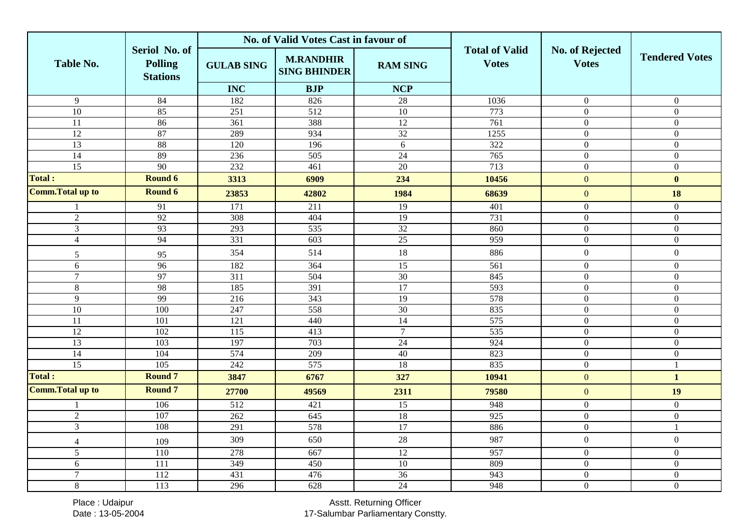| Table No. | Seriol No. of Polling Stations | No. of Valid Votes Cast in favour of | | | Total of Valid Votes | No. of Rejected Votes | Tendered Votes |
|---|---|---|---|---|---|---|---|
| | | GULAB SING | M.RANDHIR SING BHINDER | RAM SING | | | |
| | | INC | BJP | NCP | | | |
| 9 | 84 | 182 | 826 | 28 | 1036 | 0 | 0 |
| 10 | 85 | 251 | 512 | 10 | 773 | 0 | 0 |
| 11 | 86 | 361 | 388 | 12 | 761 | 0 | 0 |
| 12 | 87 | 289 | 934 | 32 | 1255 | 0 | 0 |
| 13 | 88 | 120 | 196 | 6 | 322 | 0 | 0 |
| 14 | 89 | 236 | 505 | 24 | 765 | 0 | 0 |
| 15 | 90 | 232 | 461 | 20 | 713 | 0 | 0 |
| **Total :** | **Round 6** | **3313** | **6909** | **234** | **10456** | 0 | **0** |
| **Comm.Total up to** | **Round 6** | **23853** | **42802** | **1984** | **68639** | 0 | **18** |
| 1 | 91 | 171 | 211 | 19 | 401 | 0 | 0 |
| 2 | 92 | 308 | 404 | 19 | 731 | 0 | 0 |
| 3 | 93 | 293 | 535 | 32 | 860 | 0 | 0 |
| 4 | 94 | 331 | 603 | 25 | 959 | 0 | 0 |
| 5 | 95 | 354 | 514 | 18 | 886 | 0 | 0 |
| 6 | 96 | 182 | 364 | 15 | 561 | 0 | 0 |
| 7 | 97 | 311 | 504 | 30 | 845 | 0 | 0 |
| 8 | 98 | 185 | 391 | 17 | 593 | 0 | 0 |
| 9 | 99 | 216 | 343 | 19 | 578 | 0 | 0 |
| 10 | 100 | 247 | 558 | 30 | 835 | 0 | 0 |
| 11 | 101 | 121 | 440 | 14 | 575 | 0 | 0 |
| 12 | 102 | 115 | 413 | 7 | 535 | 0 | 0 |
| 13 | 103 | 197 | 703 | 24 | 924 | 0 | 0 |
| 14 | 104 | 574 | 209 | 40 | 823 | 0 | 0 |
| 15 | 105 | 242 | 575 | 18 | 835 | 0 | 1 |
| **Total :** | **Round 7** | **3847** | **6767** | **327** | **10941** | 0 | **1** |
| **Comm.Total up to** | **Round 7** | **27700** | **49569** | **2311** | **79580** | 0 | **19** |
| 1 | 106 | 512 | 421 | 15 | 948 | 0 | 0 |
| 2 | 107 | 262 | 645 | 18 | 925 | 0 | 0 |
| 3 | 108 | 291 | 578 | 17 | 886 | 0 | 1 |
| 4 | 109 | 309 | 650 | 28 | 987 | 0 | 0 |
| 5 | 110 | 278 | 667 | 12 | 957 | 0 | 0 |
| 6 | 111 | 349 | 450 | 10 | 809 | 0 | 0 |
| 7 | 112 | 431 | 476 | 36 | 943 | 0 | 0 |
| 8 | 113 | 296 | 628 | 24 | 948 | 0 | 0 |

Place : Udaipur
Date : 13-05-2004

Asstt. Returning Officer
17-Salumbar Parliamentary Constty.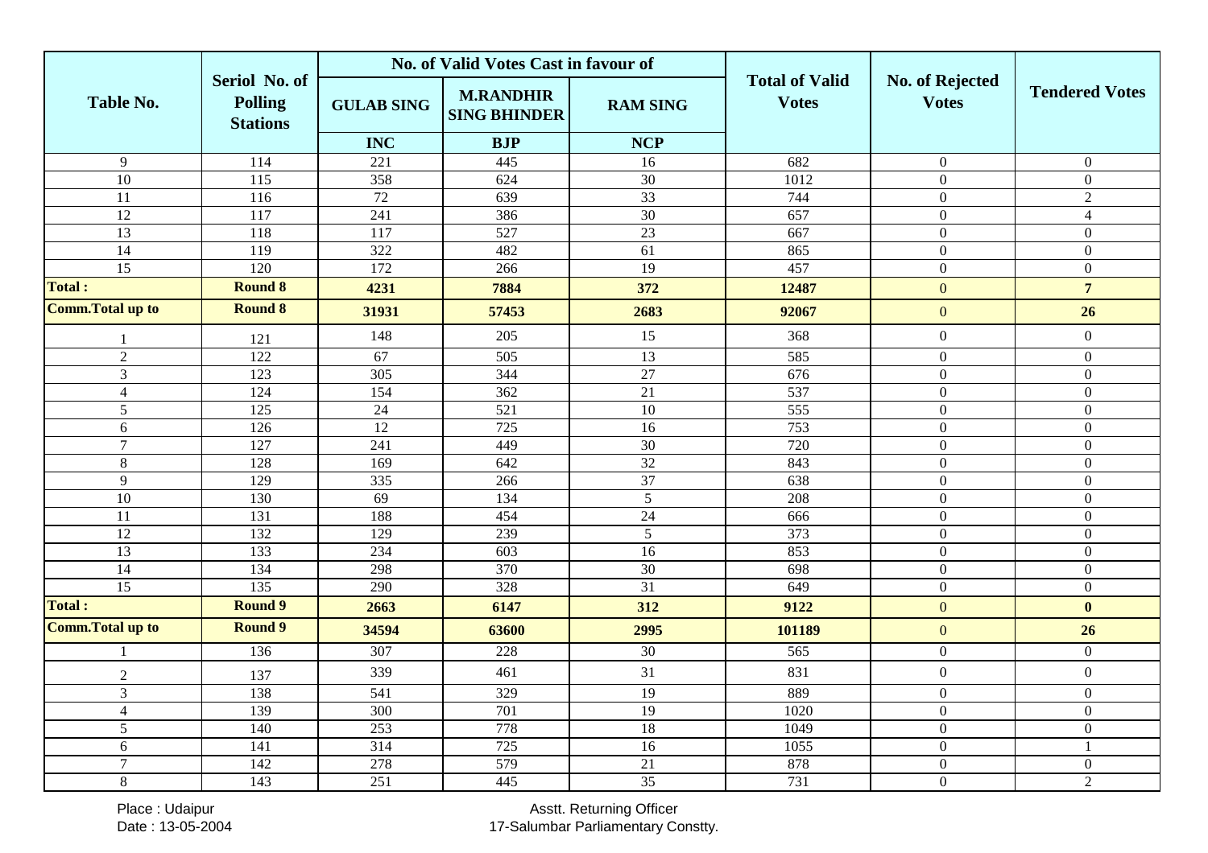| Table No. | Seriol No. of Polling Stations | No. of Valid Votes Cast in favour of | | | Total of Valid Votes | No. of Rejected Votes | Tendered Votes |
|---|---|---|---|---|---|---|---|
| | | GULAB SING | M.RANDHIR SING BHINDER | RAM SING | | | |
| | | INC | BJP | NCP | | | |
| 9 | 114 | 221 | 445 | 16 | 682 | 0 | 0 |
| 10 | 115 | 358 | 624 | 30 | 1012 | 0 | 0 |
| 11 | 116 | 72 | 639 | 33 | 744 | 0 | 2 |
| 12 | 117 | 241 | 386 | 30 | 657 | 0 | 4 |
| 13 | 118 | 117 | 527 | 23 | 667 | 0 | 0 |
| 14 | 119 | 322 | 482 | 61 | 865 | 0 | 0 |
| 15 | 120 | 172 | 266 | 19 | 457 | 0 | 0 |
| **Total :** | **Round 8** | **4231** | **7884** | **372** | **12487** | 0 | **7** |
| **Comm.Total up to** | **Round 8** | **31931** | **57453** | **2683** | **92067** | 0 | **26** |
| 1 | 121 | 148 | 205 | 15 | 368 | 0 | 0 |
| 2 | 122 | 67 | 505 | 13 | 585 | 0 | 0 |
| 3 | 123 | 305 | 344 | 27 | 676 | 0 | 0 |
| 4 | 124 | 154 | 362 | 21 | 537 | 0 | 0 |
| 5 | 125 | 24 | 521 | 10 | 555 | 0 | 0 |
| 6 | 126 | 12 | 725 | 16 | 753 | 0 | 0 |
| 7 | 127 | 241 | 449 | 30 | 720 | 0 | 0 |
| 8 | 128 | 169 | 642 | 32 | 843 | 0 | 0 |
| 9 | 129 | 335 | 266 | 37 | 638 | 0 | 0 |
| 10 | 130 | 69 | 134 | 5 | 208 | 0 | 0 |
| 11 | 131 | 188 | 454 | 24 | 666 | 0 | 0 |
| 12 | 132 | 129 | 239 | 5 | 373 | 0 | 0 |
| 13 | 133 | 234 | 603 | 16 | 853 | 0 | 0 |
| 14 | 134 | 298 | 370 | 30 | 698 | 0 | 0 |
| 15 | 135 | 290 | 328 | 31 | 649 | 0 | 0 |
| **Total :** | **Round 9** | **2663** | **6147** | **312** | **9122** | 0 | **0** |
| **Comm.Total up to** | **Round 9** | **34594** | **63600** | **2995** | **101189** | 0 | **26** |
| 1 | 136 | 307 | 228 | 30 | 565 | 0 | 0 |
| 2 | 137 | 339 | 461 | 31 | 831 | 0 | 0 |
| 3 | 138 | 541 | 329 | 19 | 889 | 0 | 0 |
| 4 | 139 | 300 | 701 | 19 | 1020 | 0 | 0 |
| 5 | 140 | 253 | 778 | 18 | 1049 | 0 | 0 |
| 6 | 141 | 314 | 725 | 16 | 1055 | 0 | 1 |
| 7 | 142 | 278 | 579 | 21 | 878 | 0 | 0 |
| 8 | 143 | 251 | 445 | 35 | 731 | 0 | 2 |

Place : Udaipur
Date : 13-05-2004

Asstt. Returning Officer
17-Salumbar Parliamentary Constty.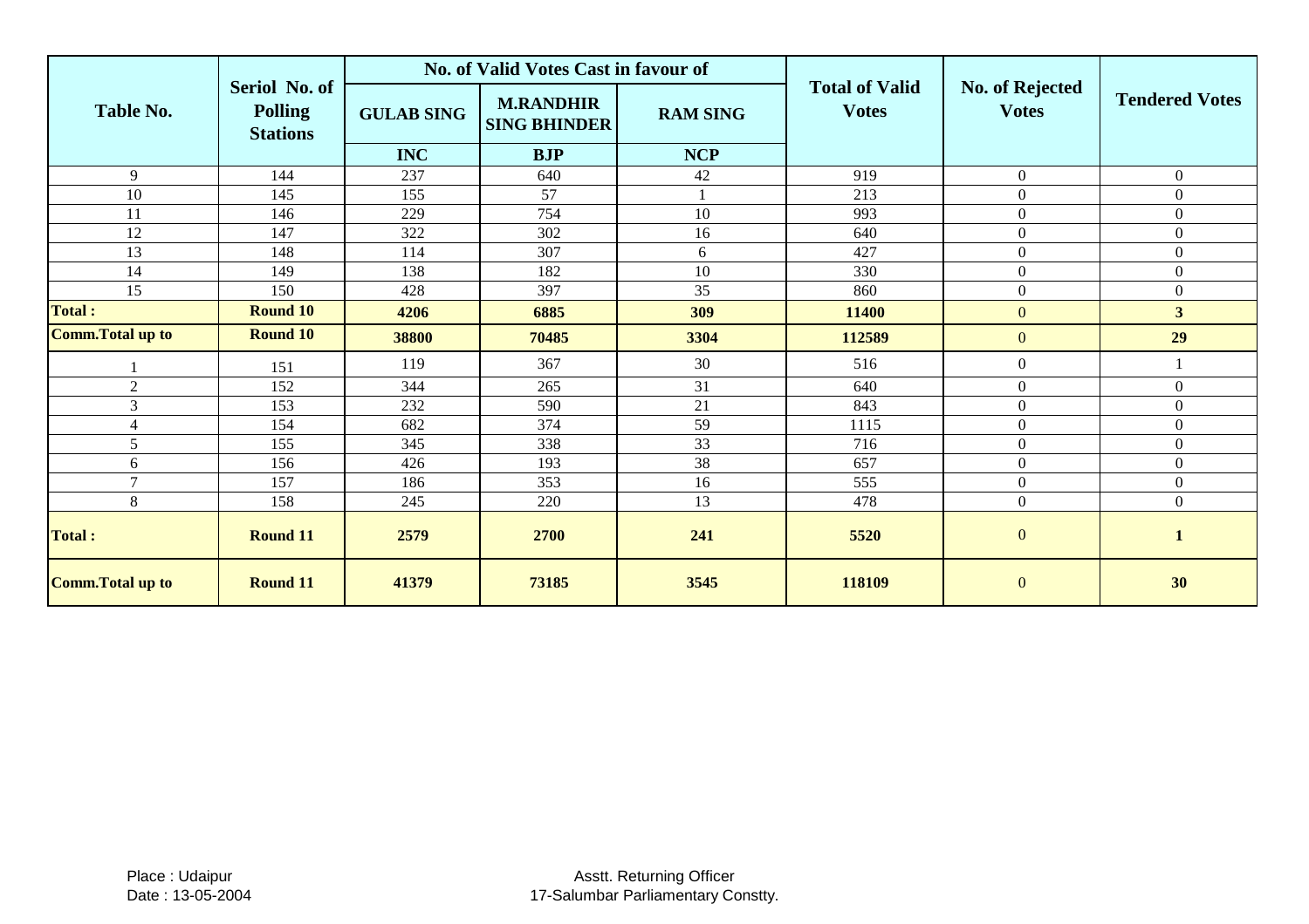| Table No. | Seriol No. of Polling Stations | No. of Valid Votes Cast in favour of | | | Total of Valid Votes | No. of Rejected Votes | Tendered Votes |
|---|---|---|---|---|---|---|---|
| | | GULAB SING | M.RANDHIR SING BHINDER | RAM SING | | | |
| | | INC | BJP | NCP | | | |
| 9 | 144 | 237 | 640 | 42 | 919 | 0 | 0 |
| 10 | 145 | 155 | 57 | 1 | 213 | 0 | 0 |
| 11 | 146 | 229 | 754 | 10 | 993 | 0 | 0 |
| 12 | 147 | 322 | 302 | 16 | 640 | 0 | 0 |
| 13 | 148 | 114 | 307 | 6 | 427 | 0 | 0 |
| 14 | 149 | 138 | 182 | 10 | 330 | 0 | 0 |
| 15 | 150 | 428 | 397 | 35 | 860 | 0 | 0 |
| **Total :** | **Round 10** | **4206** | **6885** | **309** | **11400** | 0 | **3** |
| **Comm.Total up to** | **Round 10** | **38800** | **70485** | **3304** | **112589** | 0 | **29** |
| 1 | 151 | 119 | 367 | 30 | 516 | 0 | 1 |
| 2 | 152 | 344 | 265 | 31 | 640 | 0 | 0 |
| 3 | 153 | 232 | 590 | 21 | 843 | 0 | 0 |
| 4 | 154 | 682 | 374 | 59 | 1115 | 0 | 0 |
| 5 | 155 | 345 | 338 | 33 | 716 | 0 | 0 |
| 6 | 156 | 426 | 193 | 38 | 657 | 0 | 0 |
| 7 | 157 | 186 | 353 | 16 | 555 | 0 | 0 |
| 8 | 158 | 245 | 220 | 13 | 478 | 0 | 0 |
| **Total :** | **Round 11** | **2579** | **2700** | **241** | **5520** | 0 | **1** |
| **Comm.Total up to** | **Round 11** | **41379** | **73185** | **3545** | **118109** | 0 | **30** |

Place : Udaipur
Date : 13-05-2004

Asstt. Returning Officer
17-Salumbar Parliamentary Constty.